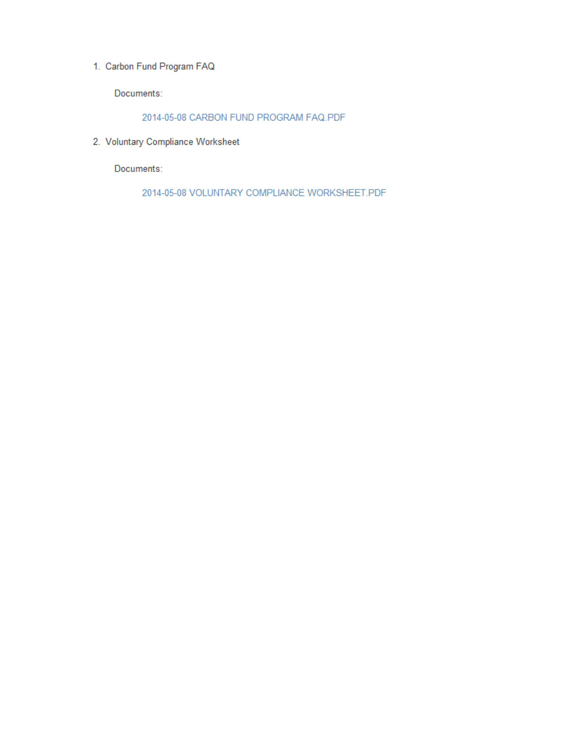1. Carbon Fund Program FAQ

   Documents:

   2014-05-08 CARBON FUND PROGRAM FAQ.PDF

2. Voluntary Compliance Worksheet

   Documents:

   2014-05-08 VOLUNTARY COMPLIANCE WORKSHEET.PDF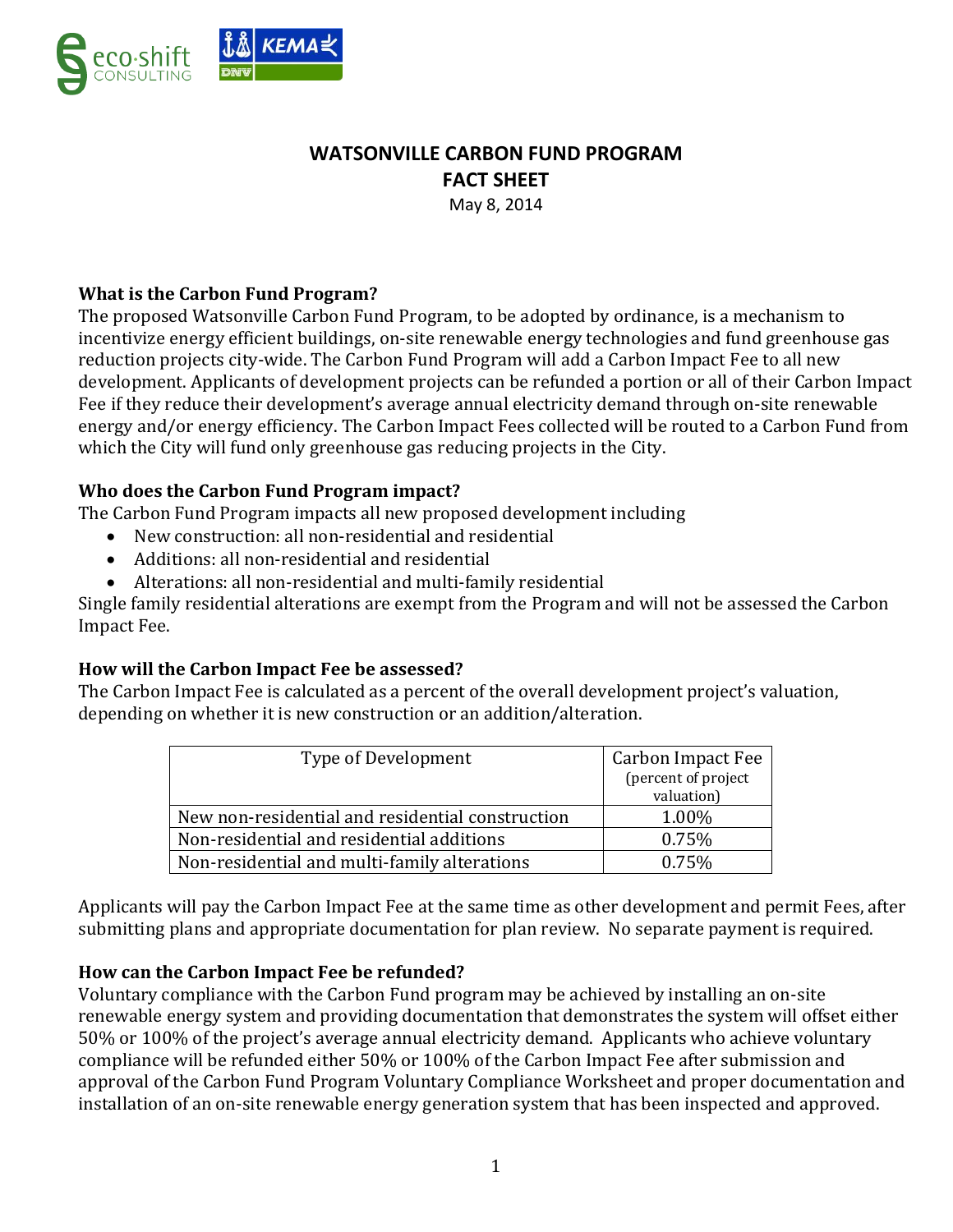# WATSONVILLE CARBON FUND PROGRAM
## FACT SHEET

May 8, 2014

### What is the Carbon Fund Program?

The proposed Watsonville Carbon Fund Program, to be adopted by ordinance, is a mechanism to incentivize energy efficient buildings, on-site renewable energy technologies and fund greenhouse gas reduction projects city-wide. The Carbon Fund Program will add a Carbon Impact Fee to all new development. Applicants of development projects can be refunded a portion or all of their Carbon Impact Fee if they reduce their development's average annual electricity demand through on-site renewable energy and/or energy efficiency. The Carbon Impact Fees collected will be routed to a Carbon Fund from which the City will fund only greenhouse gas reducing projects in the City.

### Who does the Carbon Fund Program impact?

The Carbon Fund Program impacts all new proposed development including

- New construction: all non-residential and residential
- Additions: all non-residential and residential
- Alterations: all non-residential and multi-family residential

Single family residential alterations are exempt from the Program and will not be assessed the Carbon Impact Fee.

### How will the Carbon Impact Fee be assessed?

The Carbon Impact Fee is calculated as a percent of the overall development project's valuation, depending on whether it is new construction or an addition/alteration.

| Type of Development | Carbon Impact Fee (percent of project valuation) |
|---|---|
| New non-residential and residential construction | 1.00% |
| Non-residential and residential additions | 0.75% |
| Non-residential and multi-family alterations | 0.75% |

Applicants will pay the Carbon Impact Fee at the same time as other development and permit Fees, after submitting plans and appropriate documentation for plan review. No separate payment is required.

### How can the Carbon Impact Fee be refunded?

Voluntary compliance with the Carbon Fund program may be achieved by installing an on-site renewable energy system and providing documentation that demonstrates the system will offset either 50% or 100% of the project's average annual electricity demand. Applicants who achieve voluntary compliance will be refunded either 50% or 100% of the Carbon Impact Fee after submission and approval of the Carbon Fund Program Voluntary Compliance Worksheet and proper documentation and installation of an on-site renewable energy generation system that has been inspected and approved.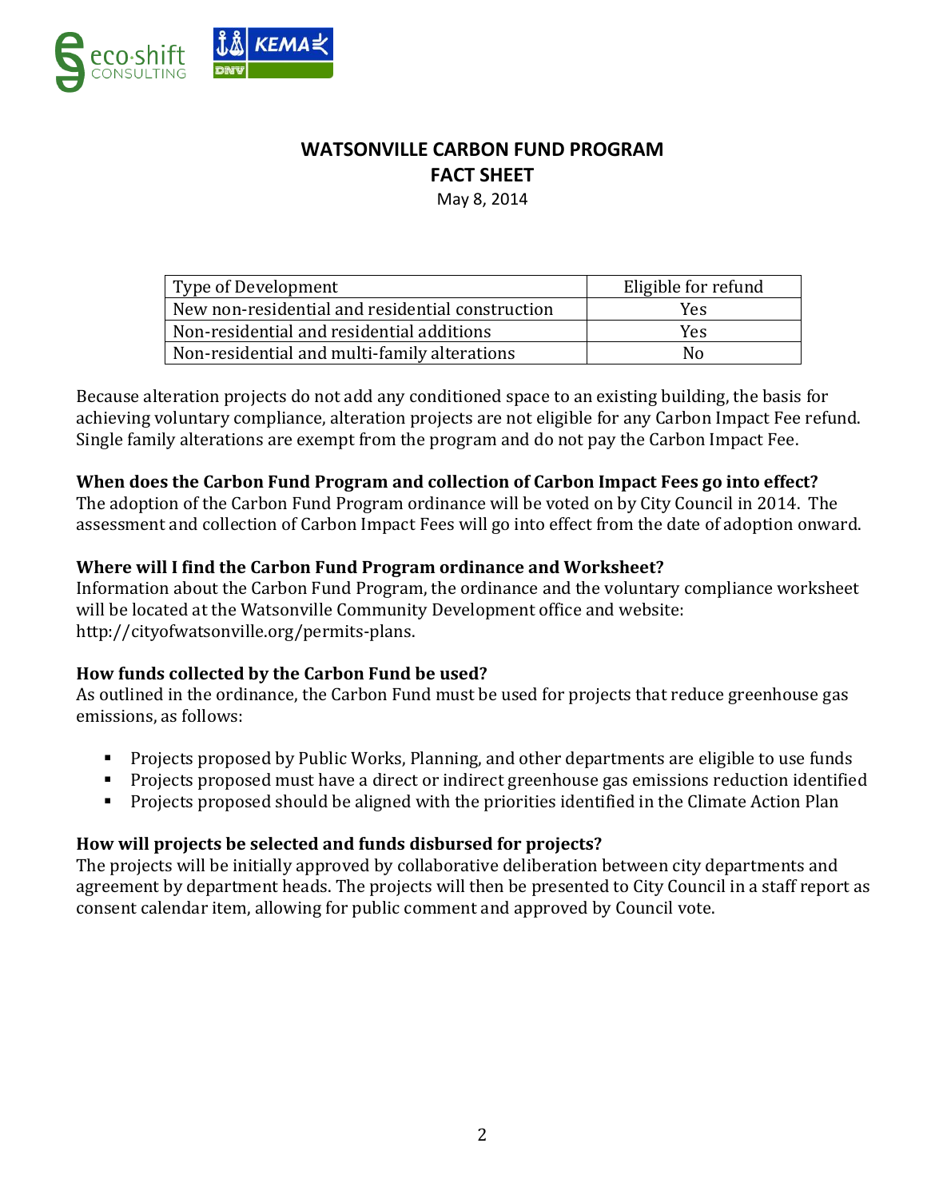# WATSONVILLE CARBON FUND PROGRAM
## FACT SHEET

May 8, 2014

| Type of Development | Eligible for refund |
|---|---|
| New non-residential and residential construction | Yes |
| Non-residential and residential additions | Yes |
| Non-residential and multi-family alterations | No |

Because alteration projects do not add any conditioned space to an existing building, the basis for achieving voluntary compliance, alteration projects are not eligible for any Carbon Impact Fee refund. Single family alterations are exempt from the program and do not pay the Carbon Impact Fee.

**When does the Carbon Fund Program and collection of Carbon Impact Fees go into effect?**
The adoption of the Carbon Fund Program ordinance will be voted on by City Council in 2014. The assessment and collection of Carbon Impact Fees will go into effect from the date of adoption onward.

**Where will I find the Carbon Fund Program ordinance and Worksheet?**
Information about the Carbon Fund Program, the ordinance and the voluntary compliance worksheet will be located at the Watsonville Community Development office and website: http://cityofwatsonville.org/permits-plans.

**How funds collected by the Carbon Fund be used?**
As outlined in the ordinance, the Carbon Fund must be used for projects that reduce greenhouse gas emissions, as follows:

- Projects proposed by Public Works, Planning, and other departments are eligible to use funds
- Projects proposed must have a direct or indirect greenhouse gas emissions reduction identified
- Projects proposed should be aligned with the priorities identified in the Climate Action Plan

**How will projects be selected and funds disbursed for projects?**
The projects will be initially approved by collaborative deliberation between city departments and agreement by department heads. The projects will then be presented to City Council in a staff report as consent calendar item, allowing for public comment and approved by Council vote.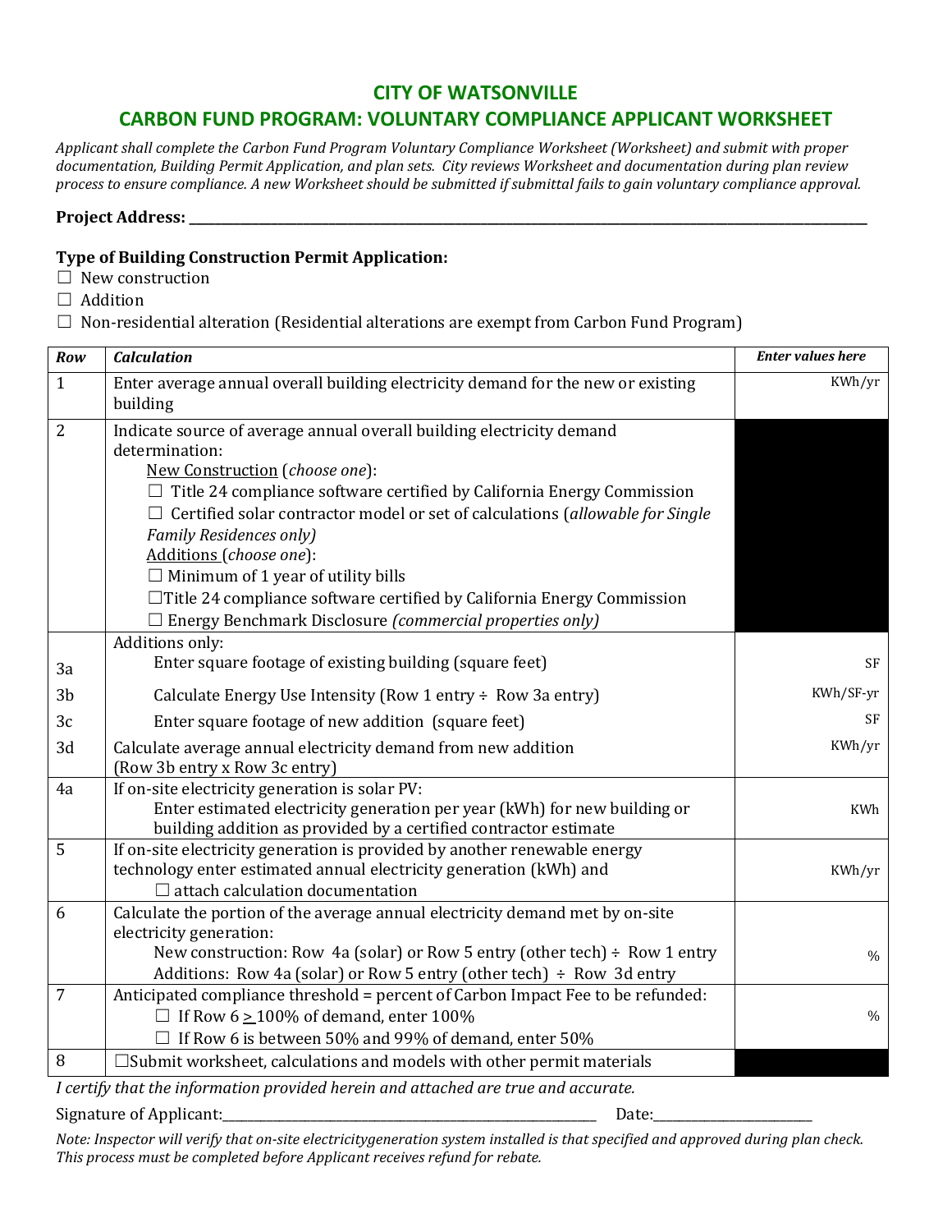# CITY OF WATSONVILLE

## CARBON FUND PROGRAM: VOLUNTARY COMPLIANCE APPLICANT WORKSHEET

*Applicant shall complete the Carbon Fund Program Voluntary Compliance Worksheet (Worksheet) and submit with proper documentation, Building Permit Application, and plan sets. City reviews Worksheet and documentation during plan review process to ensure compliance. A new Worksheet should be submitted if submittal fails to gain voluntary compliance approval.*

**Project Address: ______________________________________________________________**

**Type of Building Construction Permit Application:**

☐ New construction
☐ Addition
☐ Non-residential alteration (Residential alterations are exempt from Carbon Fund Program)

| *Row* | *Calculation* | *Enter values here* |
|---|---|---|
| 1 | Enter average annual overall building electricity demand for the new or existing building | KWh/yr |
| 2 | Indicate source of average annual overall building electricity demand determination:<br>New Construction (*choose one*):<br>☐ Title 24 compliance software certified by California Energy Commission<br>☐ Certified solar contractor model or set of calculations (*allowable for Single Family Residences only)*<br>Additions (*choose one*):<br>☐ Minimum of 1 year of utility bills<br>☐ Title 24 compliance software certified by California Energy Commission<br>☐ Energy Benchmark Disclosure *(commercial properties only)* | |
| | Additions only: | |
| 3a | Enter square footage of existing building (square feet) | SF |
| 3b | Calculate Energy Use Intensity (Row 1 entry ÷ Row 3a entry) | KWh/SF-yr |
| 3c | Enter square footage of new addition (square feet) | SF |
| 3d | Calculate average annual electricity demand from new addition (Row 3b entry x Row 3c entry) | KWh/yr |
| 4a | If on-site electricity generation is solar PV:<br>Enter estimated electricity generation per year (kWh) for new building or building addition as provided by a certified contractor estimate | KWh |
| 5 | If on-site electricity generation is provided by another renewable energy technology enter estimated annual electricity generation (kWh) and<br>☐ attach calculation documentation | KWh/yr |
| 6 | Calculate the portion of the average annual electricity demand met by on-site electricity generation:<br>New construction: Row 4a (solar) or Row 5 entry (other tech) ÷ Row 1 entry<br>Additions: Row 4a (solar) or Row 5 entry (other tech) ÷ Row 3d entry | % |
| 7 | Anticipated compliance threshold = percent of Carbon Impact Fee to be refunded:<br>☐ If Row 6 $\geq$ 100% of demand, enter 100%<br>☐ If Row 6 is between 50% and 99% of demand, enter 50% | % |
| 8 | ☐ Submit worksheet, calculations and models with other permit materials | |

*I certify that the information provided herein and attached are true and accurate.*

Signature of Applicant:______________________________ Date:______________

*Note: Inspector will verify that on-site electricitygeneration system installed is that specified and approved during plan check. This process must be completed before Applicant receives refund for rebate.*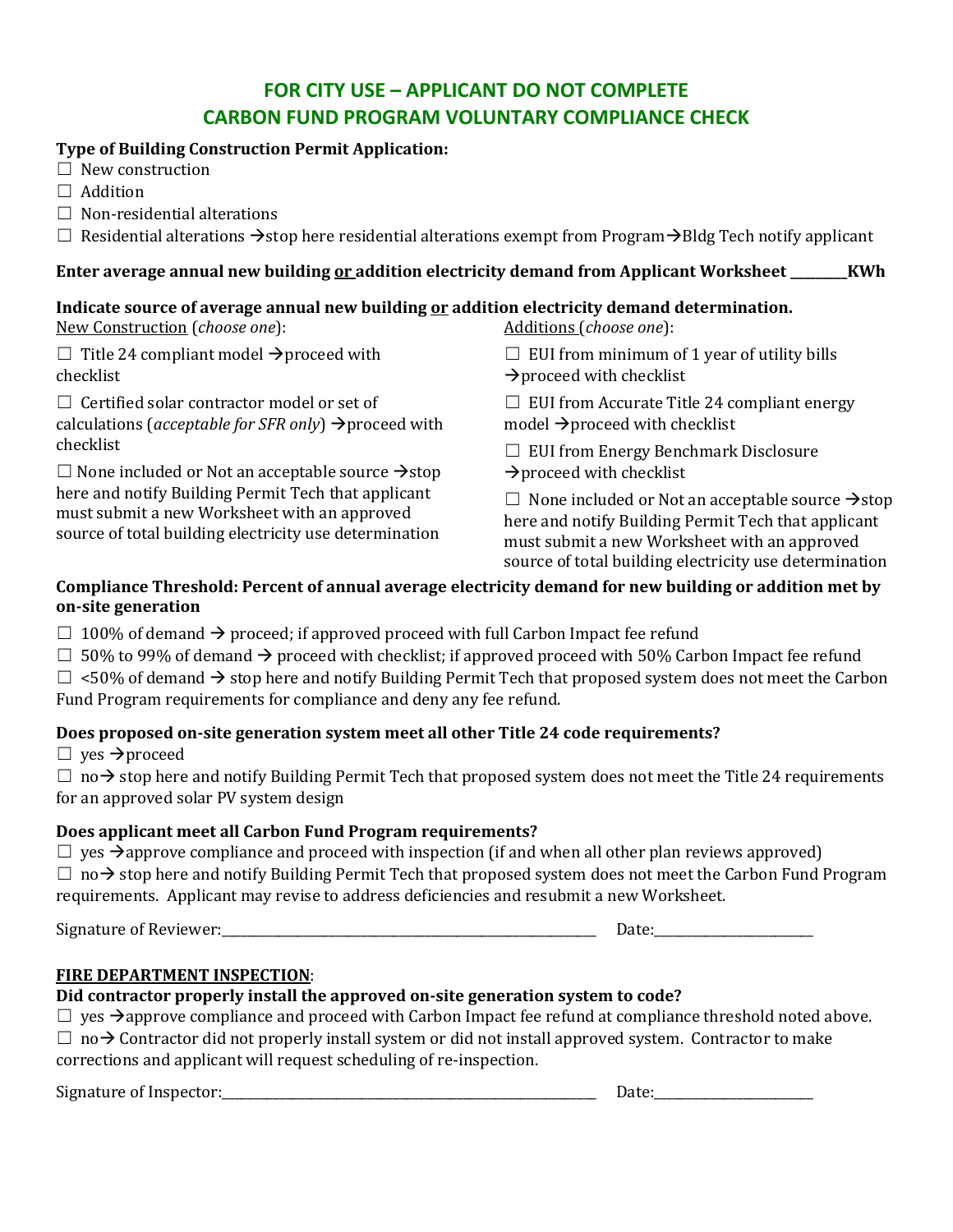# FOR CITY USE – APPLICANT DO NOT COMPLETE
# CARBON FUND PROGRAM VOLUNTARY COMPLIANCE CHECK

**Type of Building Construction Permit Application:**

☐ New construction
☐ Addition
☐ Non-residential alterations
☐ Residential alterations →stop here residential alterations exempt from Program→Bldg Tech notify applicant

**Enter average annual new building <u>or</u> addition electricity demand from Applicant Worksheet ________KWh**

**Indicate source of average annual new building <u>or</u> addition electricity demand determination.**

<u>New Construction</u> (*choose one*):

☐ Title 24 compliant model →proceed with checklist

☐ Certified solar contractor model or set of calculations (*acceptable for SFR only*) →proceed with checklist

☐ None included or Not an acceptable source →stop here and notify Building Permit Tech that applicant must submit a new Worksheet with an approved source of total building electricity use determination

<u>Additions</u> (*choose one*):

☐ EUI from minimum of 1 year of utility bills →proceed with checklist

☐ EUI from Accurate Title 24 compliant energy model →proceed with checklist

☐ EUI from Energy Benchmark Disclosure →proceed with checklist

☐ None included or Not an acceptable source →stop here and notify Building Permit Tech that applicant must submit a new Worksheet with an approved source of total building electricity use determination

**Compliance Threshold: Percent of annual average electricity demand for new building or addition met by on-site generation**

☐ 100% of demand → proceed; if approved proceed with full Carbon Impact fee refund
☐ 50% to 99% of demand → proceed with checklist; if approved proceed with 50% Carbon Impact fee refund
☐ <50% of demand → stop here and notify Building Permit Tech that proposed system does not meet the Carbon Fund Program requirements for compliance and deny any fee refund.

**Does proposed on-site generation system meet all other Title 24 code requirements?**

☐ yes →proceed
☐ no→ stop here and notify Building Permit Tech that proposed system does not meet the Title 24 requirements for an approved solar PV system design

**Does applicant meet all Carbon Fund Program requirements?**

☐ yes →approve compliance and proceed with inspection (if and when all other plan reviews approved)
☐ no→ stop here and notify Building Permit Tech that proposed system does not meet the Carbon Fund Program requirements. Applicant may revise to address deficiencies and resubmit a new Worksheet.

Signature of Reviewer:_______________________________________ Date:________________

<u>**FIRE DEPARTMENT INSPECTION**</u>:

**Did contractor properly install the approved on-site generation system to code?**

☐ yes →approve compliance and proceed with Carbon Impact fee refund at compliance threshold noted above.
☐ no→ Contractor did not properly install system or did not install approved system. Contractor to make corrections and applicant will request scheduling of re-inspection.

Signature of Inspector:_______________________________________ Date:________________